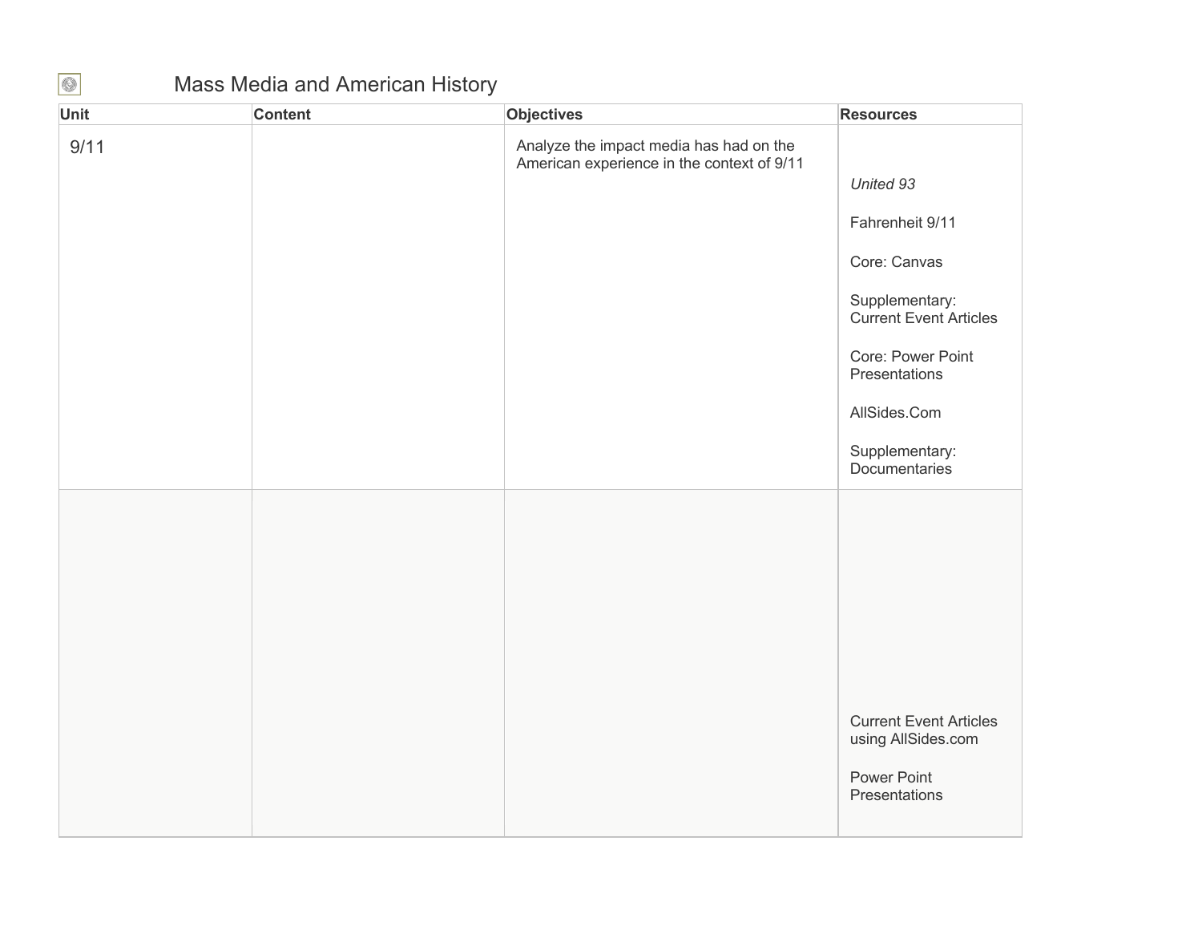# Mass Media and American History

| Unit | Content | Objectives | Resources |
|---|---|---|---|
| 9/11 | | Analyze the impact media has had on the American experience in the context of 9/11 | *United 93*<br><br>Fahrenheit 9/11<br><br>Core: Canvas<br><br>Supplementary: Current Event Articles<br><br>Core: Power Point Presentations<br><br>AllSides.Com<br><br>Supplementary: Documentaries |
| | | | Current Event Articles using AllSides.com<br><br>Power Point Presentations |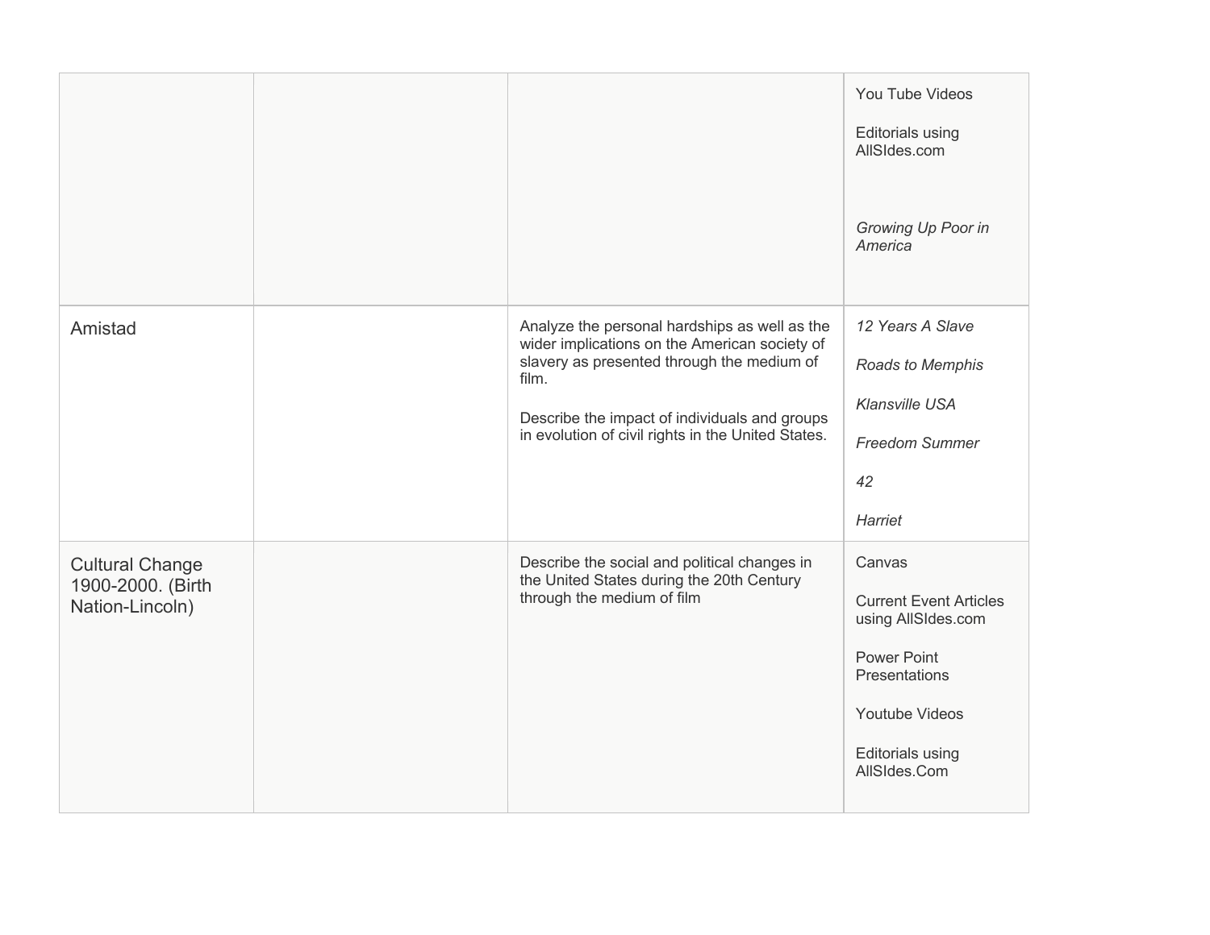|  |  |  |  |
|---|---|---|---|
|  |  |  | You Tube Videos<br><br>Editorials using AllSIdes.com<br><br>*Growing Up Poor in America* |
| Amistad |  | Analyze the personal hardships as well as the wider implications on the American society of slavery as presented through the medium of film.<br><br>Describe the impact of individuals and groups in evolution of civil rights in the United States. | *12 Years A Slave*<br><br>*Roads to Memphis*<br><br>*Klansville USA*<br><br>*Freedom Summer*<br><br>*42*<br><br>*Harriet* |
| Cultural Change 1900-2000. (Birth Nation-Lincoln) |  | Describe the social and political changes in the United States during the 20th Century through the medium of film | Canvas<br><br>Current Event Articles using AllSIdes.com<br><br>Power Point Presentations<br><br>Youtube Videos<br><br>Editorials using AllSIdes.Com |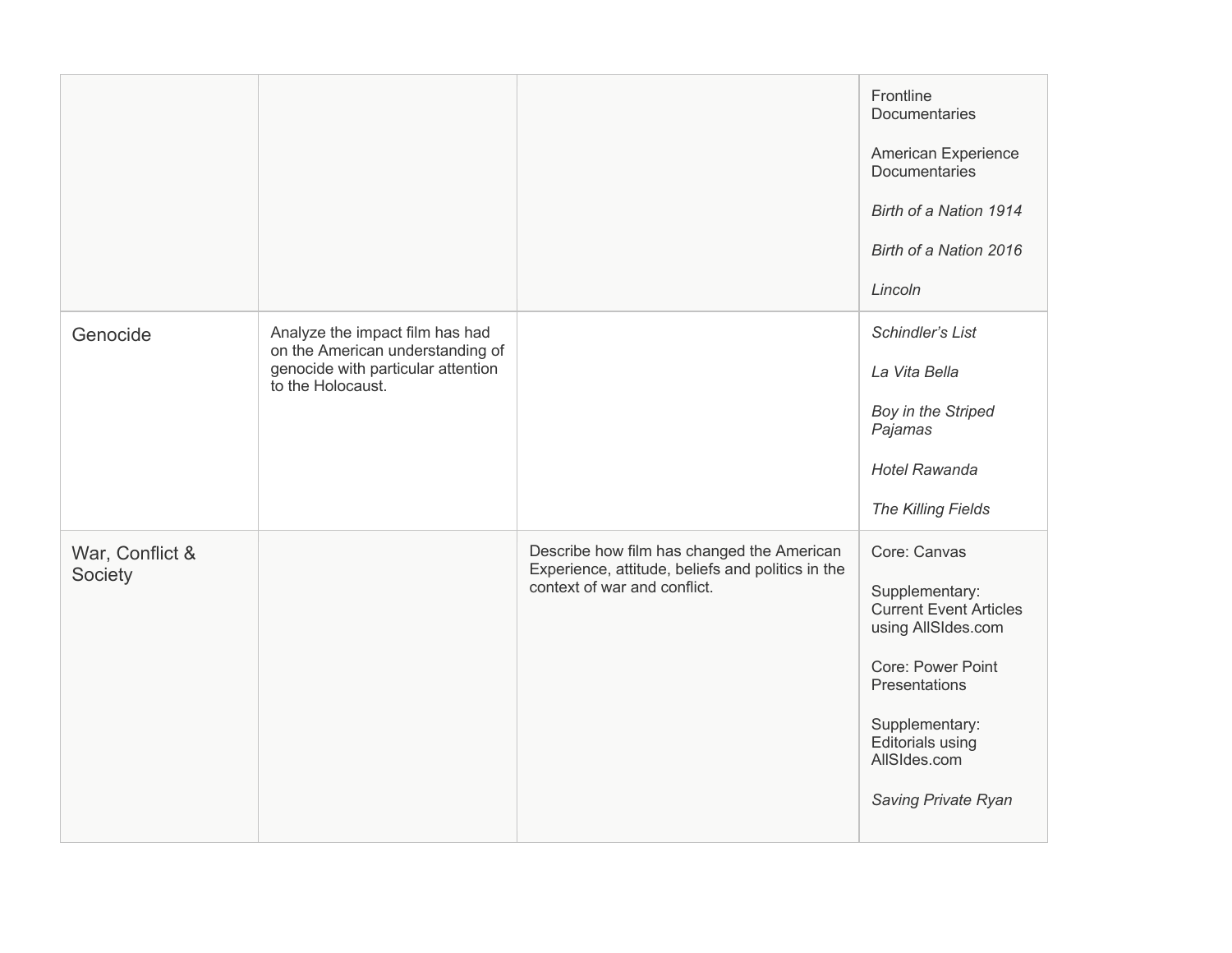| | | | |
|---|---|---|---|
| | | | Frontline Documentaries<br><br>American Experience Documentaries<br><br>*Birth of a Nation 1914*<br><br>*Birth of a Nation 2016*<br><br>*Lincoln* |
| Genocide | Analyze the impact film has had on the American understanding of genocide with particular attention to the Holocaust. | | *Schindler's List*<br><br>*La Vita Bella*<br><br>*Boy in the Striped Pajamas*<br><br>*Hotel Rawanda*<br><br>*The Killing Fields* |
| War, Conflict & Society | | Describe how film has changed the American Experience, attitude, beliefs and politics in the context of war and conflict. | Core: Canvas<br><br>Supplementary: Current Event Articles using AllSIdes.com<br><br>Core: Power Point Presentations<br><br>Supplementary: Editorials using AllSIdes.com<br><br>*Saving Private Ryan* |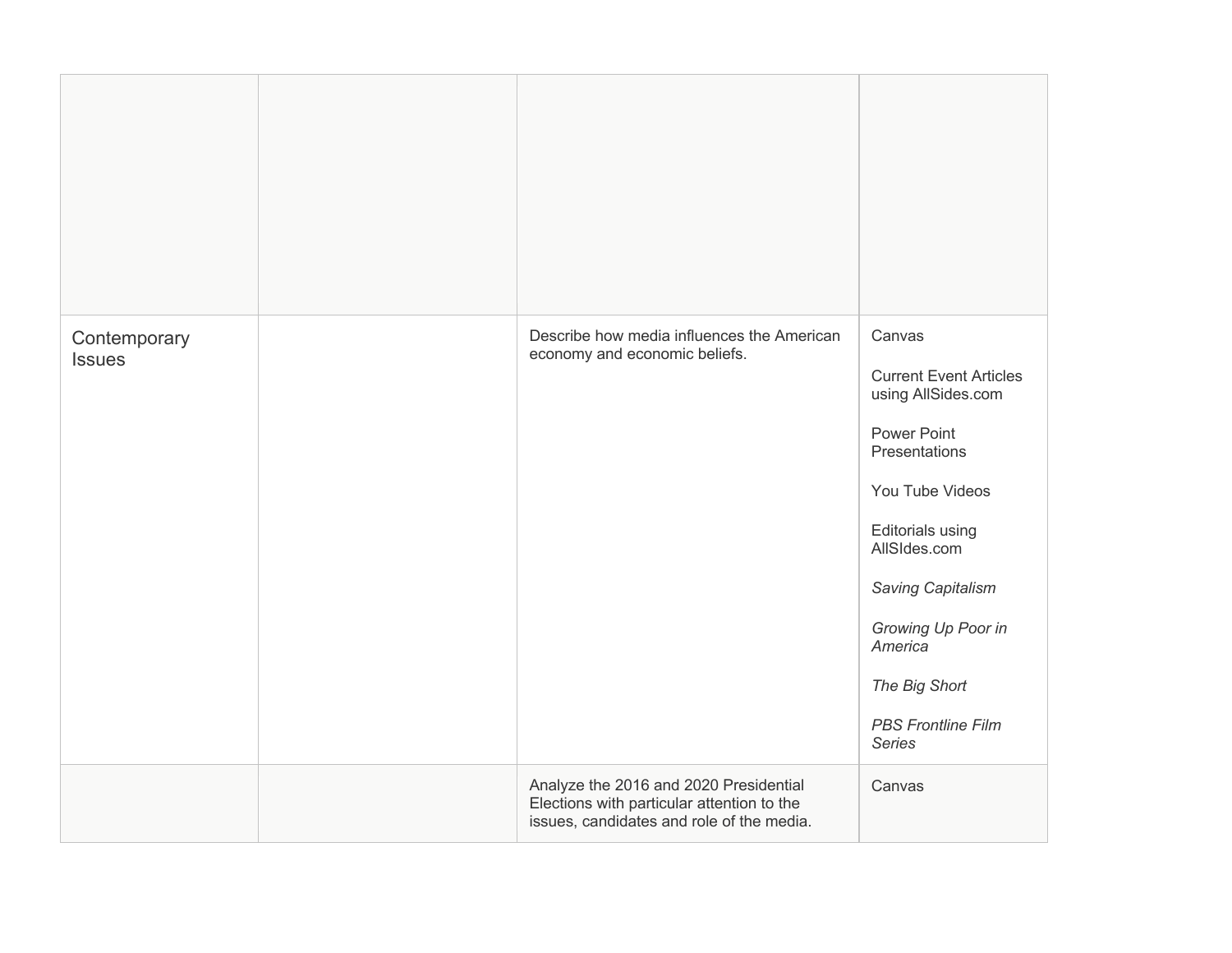| | | | |
|---|---|---|---|
| | | | |
| Contemporary Issues | | Describe how media influences the American economy and economic beliefs. | Canvas<br><br>Current Event Articles using AllSides.com<br><br>Power Point Presentations<br><br>You Tube Videos<br><br>Editorials using AllSIdes.com<br><br>*Saving Capitalism*<br><br>*Growing Up Poor in America*<br><br>*The Big Short*<br><br>*PBS Frontline Film Series* |
| | | Analyze the 2016 and 2020 Presidential Elections with particular attention to the issues, candidates and role of the media. | Canvas |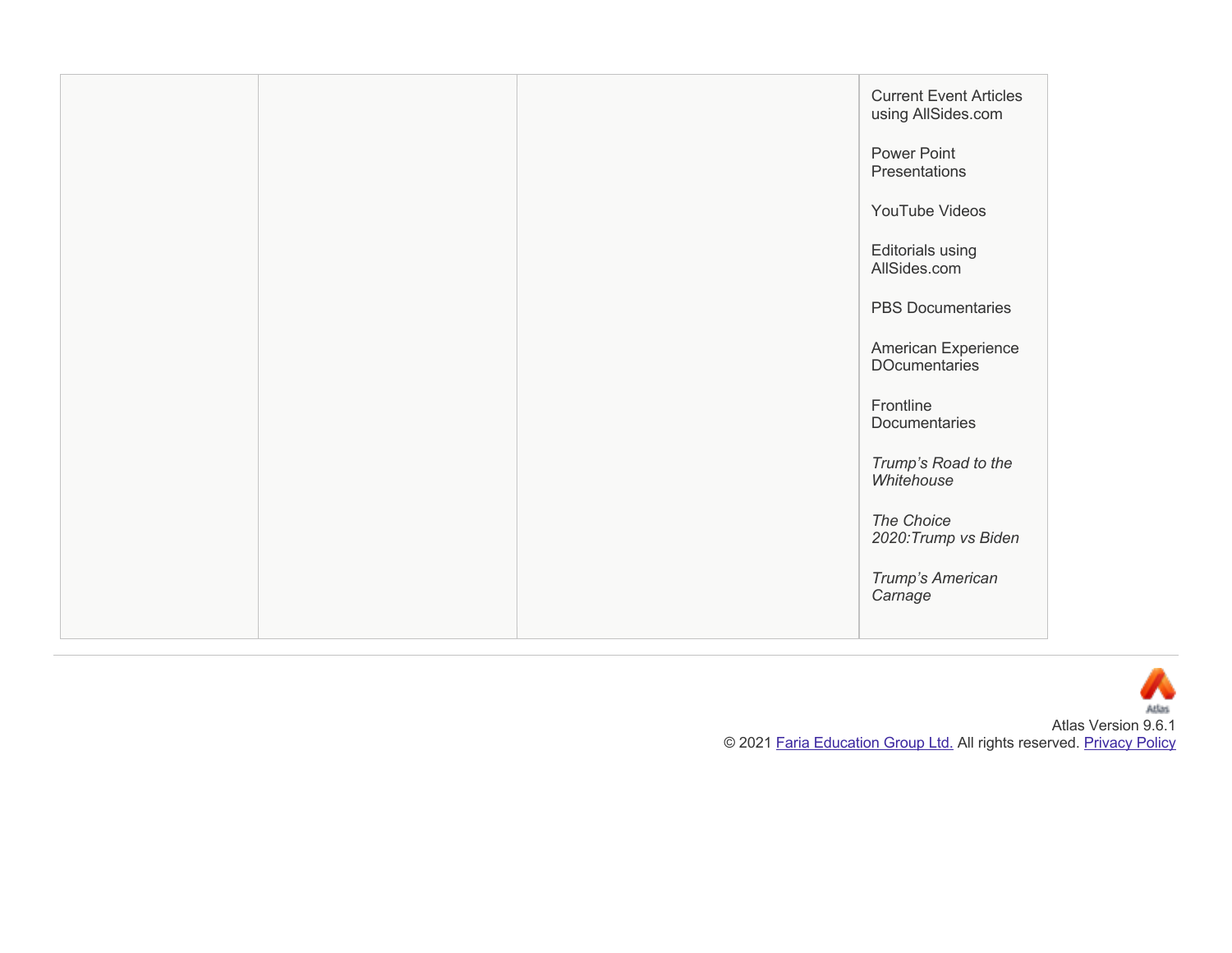| | | | |
|---|---|---|---|
| | | | Current Event Articles using AllSides.com<br><br>Power Point Presentations<br><br>YouTube Videos<br><br>Editorials using AllSides.com<br><br>PBS Documentaries<br><br>American Experience DOcumentaries<br><br>Frontline Documentaries<br><br>*Trump's Road to the Whitehouse*<br><br>*The Choice 2020:Trump vs Biden*<br><br>*Trump's American Carnage* |

Atlas Version 9.6.1
© 2021 Faria Education Group Ltd. All rights reserved. Privacy Policy